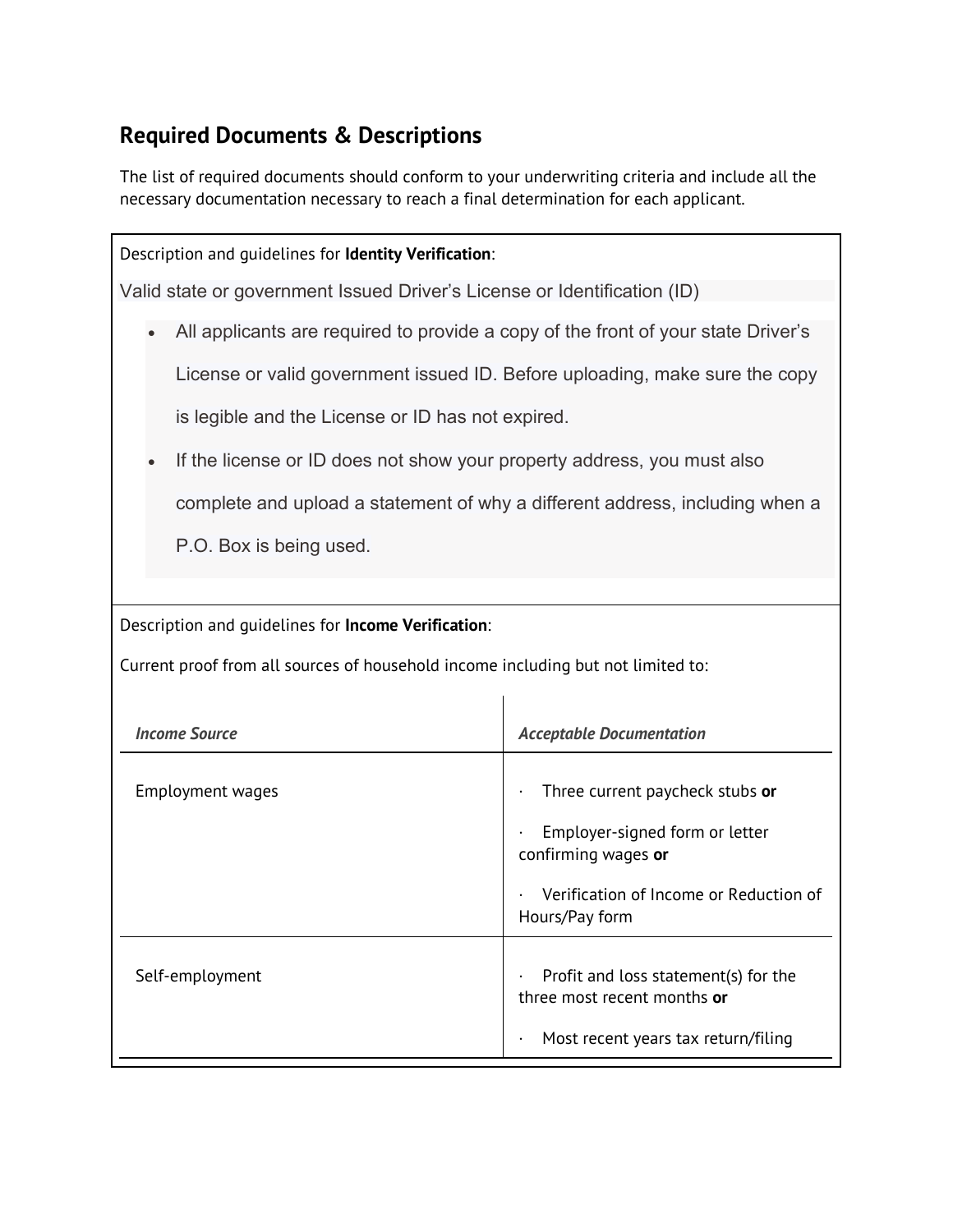## Required Documents & Descriptions

The list of required documents should conform to your underwriting criteria and include all the necessary documentation necessary to reach a final determination for each applicant.

Description and guidelines for **Identity Verification**:

Valid state or government Issued Driver's License or Identification (ID)

- All applicants are required to provide a copy of the front of your state Driver's License or valid government issued ID. Before uploading, make sure the copy is legible and the License or ID has not expired.
- If the license or ID does not show your property address, you must also complete and upload a statement of why a different address, including when a P.O. Box is being used.

Description and guidelines for **Income Verification**:

Current proof from all sources of household income including but not limited to:

| *Income Source* | *Acceptable Documentation* |
| --- | --- |
| Employment wages | · Three current paycheck stubs **or**<br>· Employer-signed form or letter confirming wages **or**<br>· Verification of Income or Reduction of Hours/Pay form |
| Self-employment | · Profit and loss statement(s) for the three most recent months **or**<br>· Most recent years tax return/filing |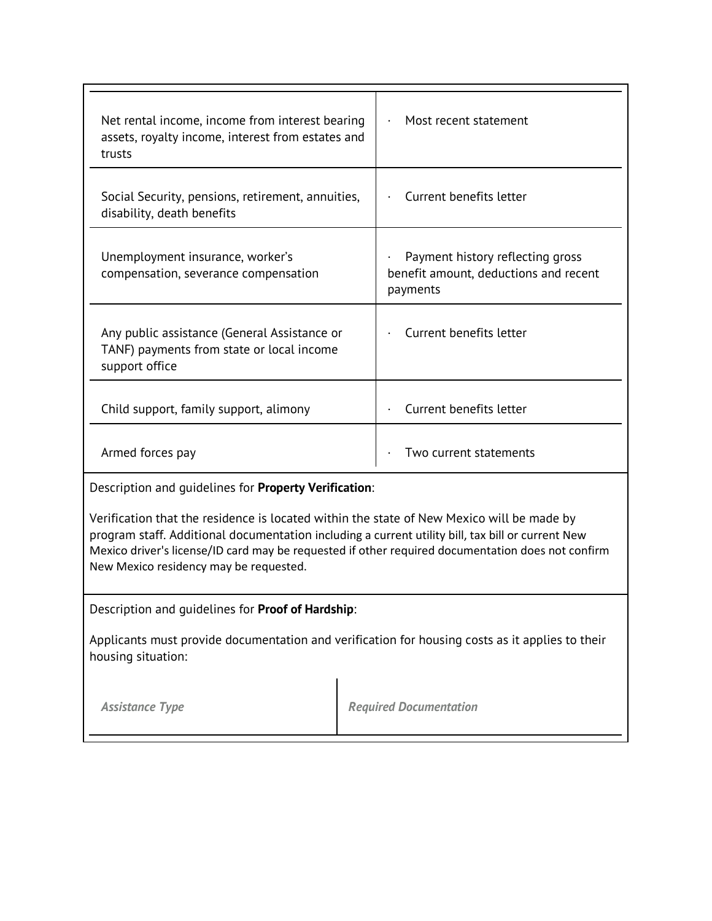| | |
|---|---|
| Net rental income, income from interest bearing assets, royalty income, interest from estates and trusts | · Most recent statement |
| Social Security, pensions, retirement, annuities, disability, death benefits | · Current benefits letter |
| Unemployment insurance, worker's compensation, severance compensation | · Payment history reflecting gross benefit amount, deductions and recent payments |
| Any public assistance (General Assistance or TANF) payments from state or local income support office | · Current benefits letter |
| Child support, family support, alimony | · Current benefits letter |
| Armed forces pay | · Two current statements |

Description and guidelines for **Property Verification**:

Verification that the residence is located within the state of New Mexico will be made by program staff. Additional documentation including a current utility bill, tax bill or current New Mexico driver's license/ID card may be requested if other required documentation does not confirm New Mexico residency may be requested.

Description and guidelines for **Proof of Hardship**:

Applicants must provide documentation and verification for housing costs as it applies to their housing situation:

| *Assistance Type* | *Required Documentation* |
|---|---|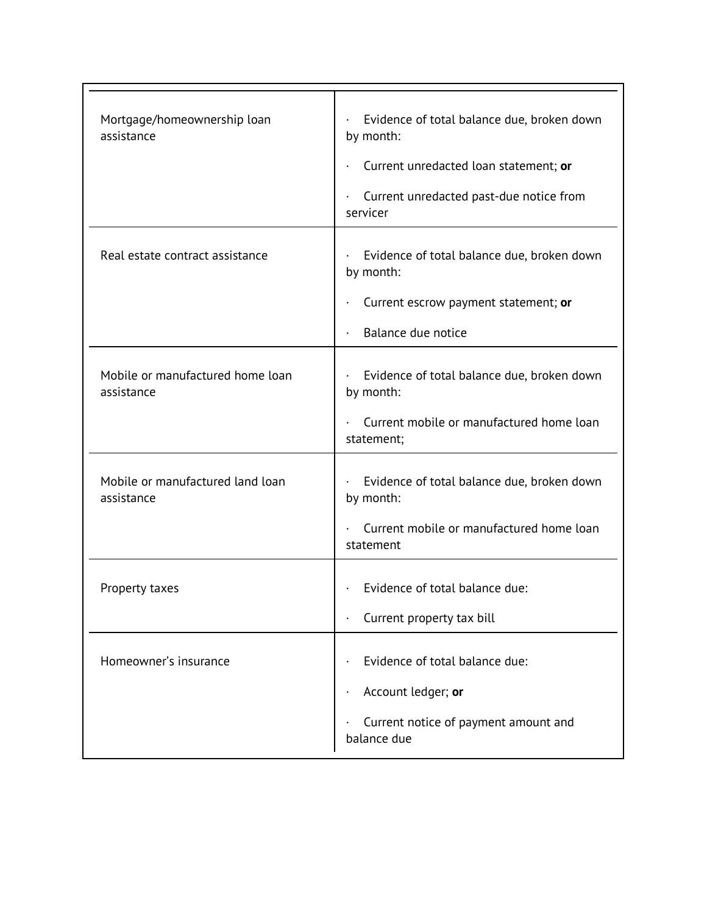| | |
|---|---|
| Mortgage/homeownership loan assistance | · Evidence of total balance due, broken down by month:<br>· Current unredacted loan statement; **or**<br>· Current unredacted past-due notice from servicer |
| Real estate contract assistance | · Evidence of total balance due, broken down by month:<br>· Current escrow payment statement; **or**<br>· Balance due notice |
| Mobile or manufactured home loan assistance | · Evidence of total balance due, broken down by month:<br>· Current mobile or manufactured home loan statement; |
| Mobile or manufactured land loan assistance | · Evidence of total balance due, broken down by month:<br>· Current mobile or manufactured home loan statement |
| Property taxes | · Evidence of total balance due:<br>· Current property tax bill |
| Homeowner's insurance | · Evidence of total balance due:<br>· Account ledger; **or**<br>· Current notice of payment amount and balance due |